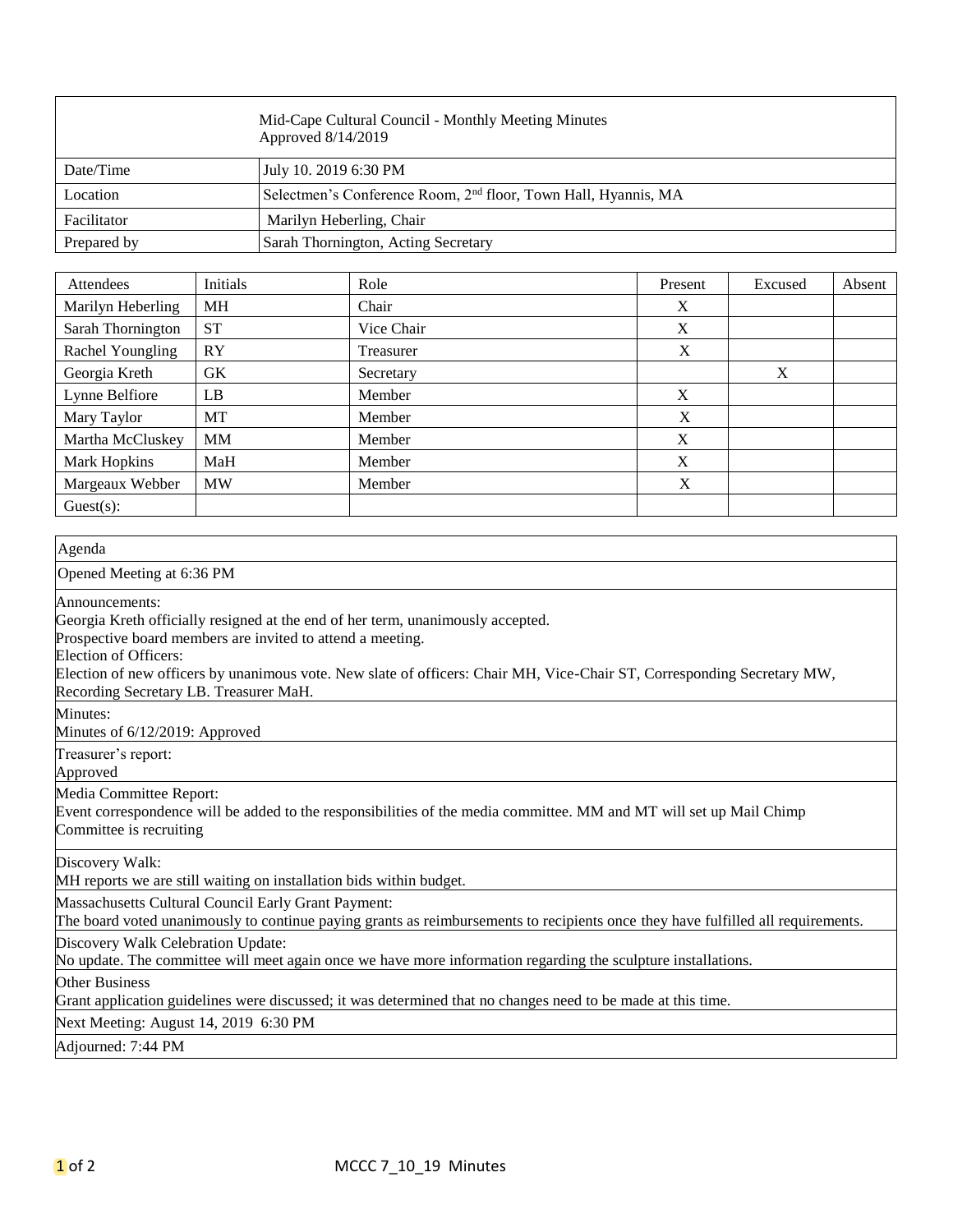| Mid-Cape Cultural Council - Monthly Meeting Minutes<br>Approved 8/14/2019 | |
|---|---|
| Date/Time | July 10. 2019 6:30 PM |
| Location | Selectmen's Conference Room, 2nd floor, Town Hall, Hyannis, MA |
| Facilitator | Marilyn Heberling, Chair |
| Prepared by | Sarah Thornington, Acting Secretary |

| Attendees | Initials | Role | Present | Excused | Absent |
|---|---|---|---|---|---|
| Marilyn Heberling | MH | Chair | X | | |
| Sarah Thornington | ST | Vice Chair | X | | |
| Rachel Youngling | RY | Treasurer | X | | |
| Georgia Kreth | GK | Secretary | | X | |
| Lynne Belfiore | LB | Member | X | | |
| Mary Taylor | MT | Member | X | | |
| Martha McCluskey | MM | Member | X | | |
| Mark Hopkins | MaH | Member | X | | |
| Margeaux Webber | MW | Member | X | | |
| Guest(s): | | | | | |

**Agenda**

Opened Meeting at 6:36 PM

Announcements:
Georgia Kreth officially resigned at the end of her term, unanimously accepted.
Prospective board members are invited to attend a meeting.
Election of Officers:
Election of new officers by unanimous vote. New slate of officers: Chair MH, Vice-Chair ST, Corresponding Secretary MW, Recording Secretary LB. Treasurer MaH.

Minutes:
Minutes of 6/12/2019: Approved

Treasurer's report:
Approved

Media Committee Report:
Event correspondence will be added to the responsibilities of the media committee. MM and MT will set up Mail Chimp
Committee is recruiting

Discovery Walk:
MH reports we are still waiting on installation bids within budget.

Massachusetts Cultural Council Early Grant Payment:
The board voted unanimously to continue paying grants as reimbursements to recipients once they have fulfilled all requirements.

Discovery Walk Celebration Update:
No update. The committee will meet again once we have more information regarding the sculpture installations.

Other Business
Grant application guidelines were discussed; it was determined that no changes need to be made at this time.

Next Meeting: August 14, 2019 6:30 PM

Adjourned: 7:44 PM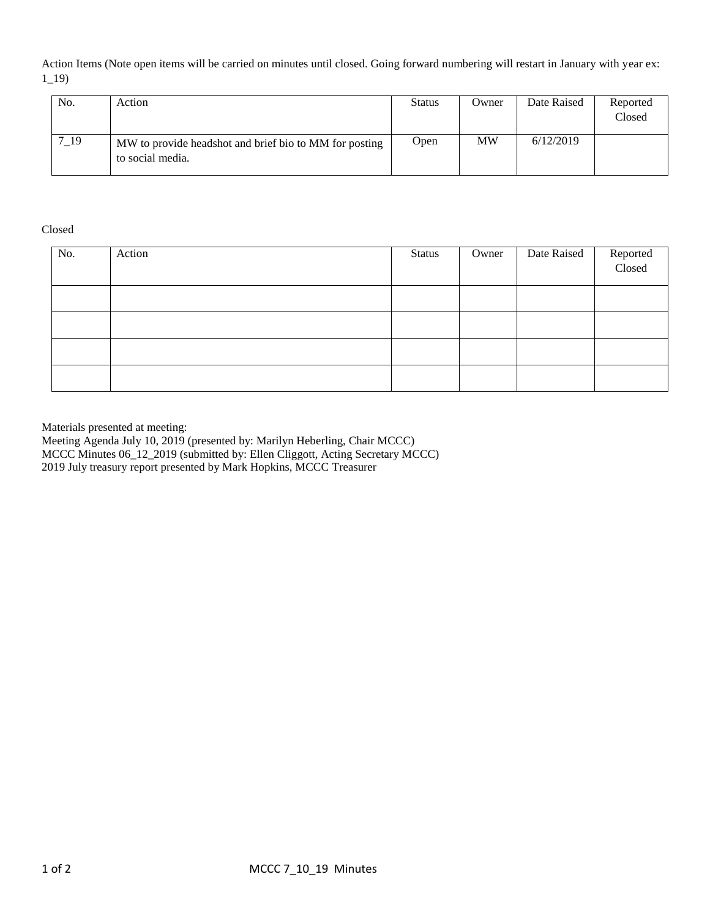Action Items (Note open items will be carried on minutes until closed. Going forward numbering will restart in January with year ex: 1_19)

| No. | Action | Status | Owner | Date Raised | Reported Closed |
|---|---|---|---|---|---|
| 7_19 | MW to provide headshot and brief bio to MM for posting to social media. | Open | MW | 6/12/2019 | |

Closed

| No. | Action | Status | Owner | Date Raised | Reported Closed |
|---|---|---|---|---|---|
| | | | | | |
| | | | | | |
| | | | | | |
| | | | | | |

Materials presented at meeting:
Meeting Agenda July 10, 2019 (presented by: Marilyn Heberling, Chair MCCC)
MCCC Minutes 06_12_2019 (submitted by: Ellen Cliggott, Acting Secretary MCCC)
2019 July treasury report presented by Mark Hopkins, MCCC Treasurer